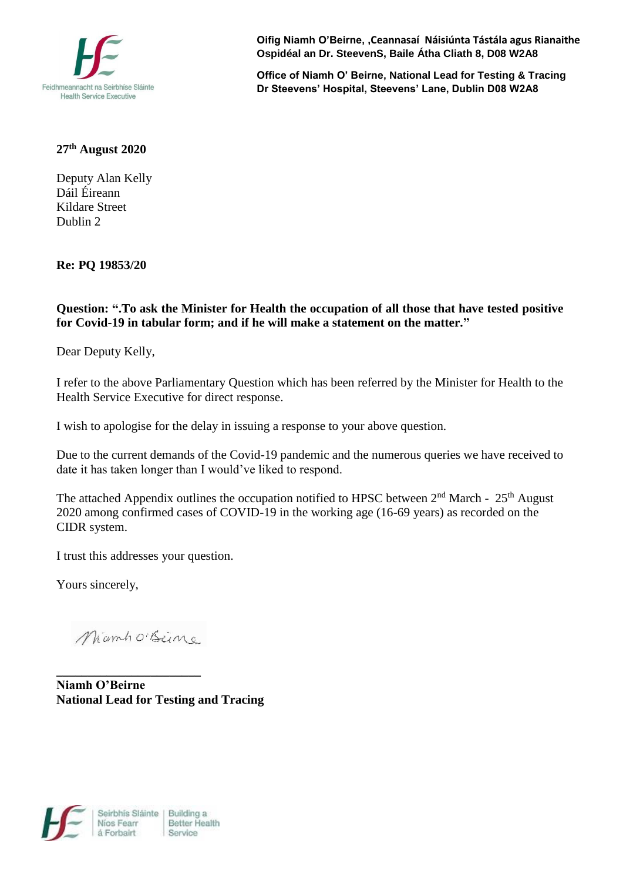Feidhmeannacht na Seirbhíse Sláinte
Health Service Executive

**Oifig Niamh O'Beirne, ,Ceannasaí Náisiúnta Tástála agus Rianaithe**
**Ospidéal an Dr. SteevenS, Baile Átha Cliath 8, D08 W2A8**

**Office of Niamh O' Beirne, National Lead for Testing & Tracing**
**Dr Steevens' Hospital, Steevens' Lane, Dublin D08 W2A8**

**27th August 2020**

Deputy Alan Kelly
Dáil Éireann
Kildare Street
Dublin 2

**Re: PQ 19853/20**

**Question: ".To ask the Minister for Health the occupation of all those that have tested positive for Covid-19 in tabular form; and if he will make a statement on the matter."**

Dear Deputy Kelly,

I refer to the above Parliamentary Question which has been referred by the Minister for Health to the Health Service Executive for direct response.

I wish to apologise for the delay in issuing a response to your above question.

Due to the current demands of the Covid-19 pandemic and the numerous queries we have received to date it has taken longer than I would've liked to respond.

The attached Appendix outlines the occupation notified to HPSC between 2nd March - 25th August 2020 among confirmed cases of COVID-19 in the working age (16-69 years) as recorded on the CIDR system.

I trust this addresses your question.

Yours sincerely,

Niamh O'Beirne

**Niamh O'Beirne**
**National Lead for Testing and Tracing**

Seirbhís Sláinte Níos Fearr á Forbairt | Building a Better Health Service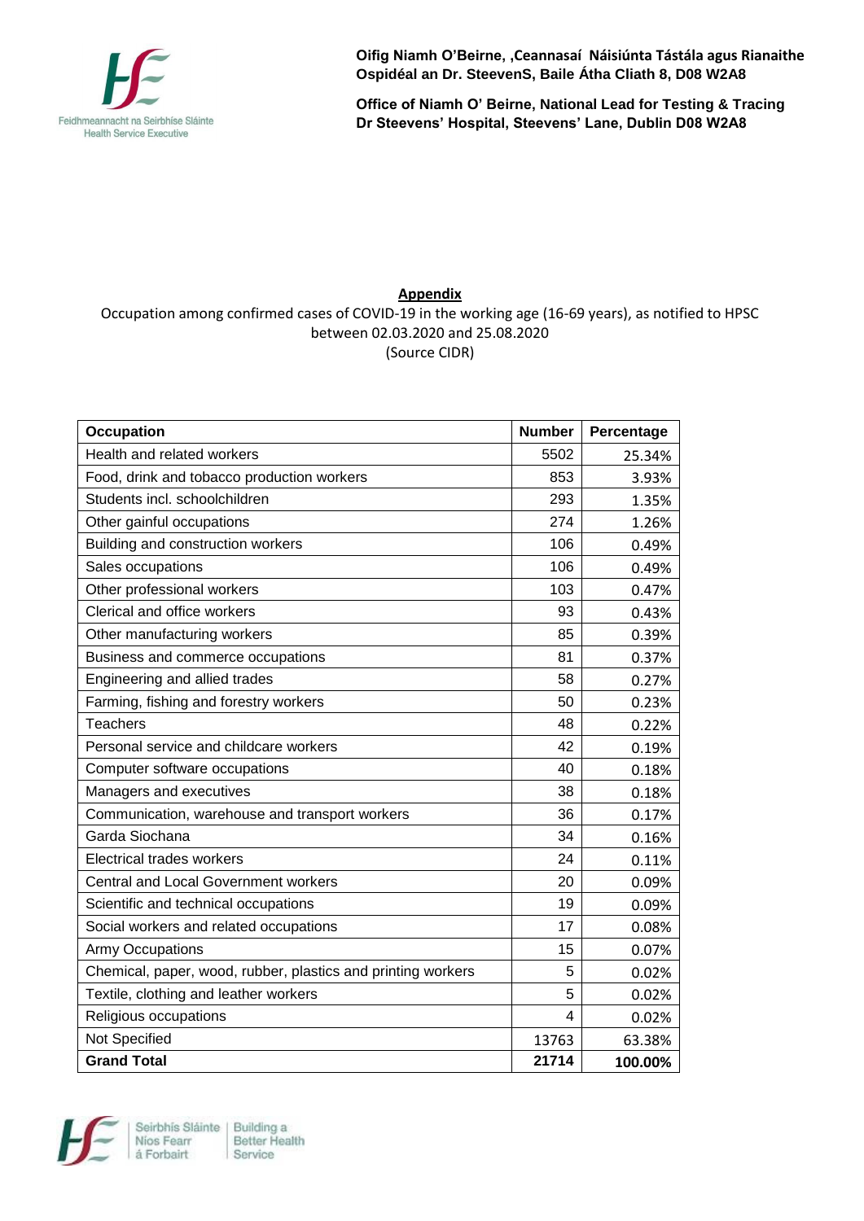Oifig Niamh O'Beirne, ,Ceannasaí Náisiúnta Tástála agus Rianaithe
Ospidéal an Dr. SteevenS, Baile Átha Cliath 8, D08 W2A8

Office of Niamh O' Beirne, National Lead for Testing & Tracing
Dr Steevens' Hospital, Steevens' Lane, Dublin D08 W2A8

## Appendix

Occupation among confirmed cases of COVID-19 in the working age (16-69 years), as notified to HPSC between 02.03.2020 and 25.08.2020
(Source CIDR)

| Occupation | Number | Percentage |
|---|---|---|
| Health and related workers | 5502 | 25.34% |
| Food, drink and tobacco production workers | 853 | 3.93% |
| Students incl. schoolchildren | 293 | 1.35% |
| Other gainful occupations | 274 | 1.26% |
| Building and construction workers | 106 | 0.49% |
| Sales occupations | 106 | 0.49% |
| Other professional workers | 103 | 0.47% |
| Clerical and office workers | 93 | 0.43% |
| Other manufacturing workers | 85 | 0.39% |
| Business and commerce occupations | 81 | 0.37% |
| Engineering and allied trades | 58 | 0.27% |
| Farming, fishing and forestry workers | 50 | 0.23% |
| Teachers | 48 | 0.22% |
| Personal service and childcare workers | 42 | 0.19% |
| Computer software occupations | 40 | 0.18% |
| Managers and executives | 38 | 0.18% |
| Communication, warehouse and transport workers | 36 | 0.17% |
| Garda Siochana | 34 | 0.16% |
| Electrical trades workers | 24 | 0.11% |
| Central and Local Government workers | 20 | 0.09% |
| Scientific and technical occupations | 19 | 0.09% |
| Social workers and related occupations | 17 | 0.08% |
| Army Occupations | 15 | 0.07% |
| Chemical, paper, wood, rubber, plastics and printing workers | 5 | 0.02% |
| Textile, clothing and leather workers | 5 | 0.02% |
| Religious occupations | 4 | 0.02% |
| Not Specified | 13763 | 63.38% |
| **Grand Total** | **21714** | **100.00%** |